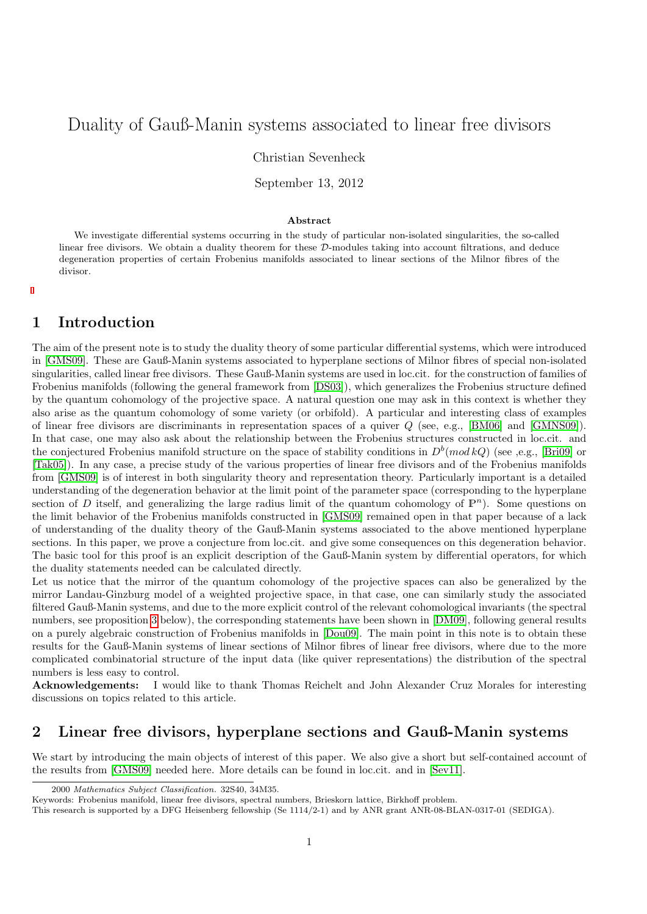# Duality of Gauß-Manin systems associated to linear free divisors

Christian Sevenheck

September 13, 2012

### Abstract

We investigate differential systems occurring in the study of particular non-isolated singularities, the so-called linear free divisors. We obtain a duality theorem for these $\mathcal{D}$-modules taking into account filtrations, and deduce degeneration properties of certain Frobenius manifolds associated to linear sections of the Milnor fibres of the divisor.

## 1 Introduction

The aim of the present note is to study the duality theory of some particular differential systems, which were introduced in [GMS09]. These are Gauß-Manin systems associated to hyperplane sections of Milnor fibres of special non-isolated singularities, called linear free divisors. These Gauß-Manin systems are used in loc.cit. for the construction of families of Frobenius manifolds (following the general framework from [DS03]), which generalizes the Frobenius structure defined by the quantum cohomology of the projective space. A natural question one may ask in this context is whether they also arise as the quantum cohomology of some variety (or orbifold). A particular and interesting class of examples of linear free divisors are discriminants in representation spaces of a quiver $Q$ (see, e.g., [BM06] and [GMNS09]). In that case, one may also ask about the relationship between the Frobenius structures constructed in loc.cit. and the conjectured Frobenius manifold structure on the space of stability conditions in $D^b(mod\, kQ)$ (see ,e.g., [Bri09] or [Tak05]). In any case, a precise study of the various properties of linear free divisors and of the Frobenius manifolds from [GMS09] is of interest in both singularity theory and representation theory. Particularly important is a detailed understanding of the degeneration behavior at the limit point of the parameter space (corresponding to the hyperplane section of $D$ itself, and generalizing the large radius limit of the quantum cohomology of $\mathbb{P}^n$). Some questions on the limit behavior of the Frobenius manifolds constructed in [GMS09] remained open in that paper because of a lack of understanding of the duality theory of the Gauß-Manin systems associated to the above mentioned hyperplane sections. In this paper, we prove a conjecture from loc.cit. and give some consequences on this degeneration behavior. The basic tool for this proof is an explicit description of the Gauß-Manin system by differential operators, for which the duality statements needed can be calculated directly.

Let us notice that the mirror of the quantum cohomology of the projective spaces can also be generalized by the mirror Landau-Ginzburg model of a weighted projective space, in that case, one can similarly study the associated filtered Gauß-Manin systems, and due to the more explicit control of the relevant cohomological invariants (the spectral numbers, see proposition 3 below), the corresponding statements have been shown in [DM09], following general results on a purely algebraic construction of Frobenius manifolds in [Dou09]. The main point in this note is to obtain these results for the Gauß-Manin systems of linear sections of Milnor fibres of linear free divisors, where due to the more complicated combinatorial structure of the input data (like quiver representations) the distribution of the spectral numbers is less easy to control.

**Acknowledgements:** I would like to thank Thomas Reichelt and John Alexander Cruz Morales for interesting discussions on topics related to this article.

## 2 Linear free divisors, hyperplane sections and Gauß-Manin systems

We start by introducing the main objects of interest of this paper. We also give a short but self-contained account of the results from [GMS09] needed here. More details can be found in loc.cit. and in [Sev11].

---

2000 *Mathematics Subject Classification.* 32S40, 34M35.

Keywords: Frobenius manifold, linear free divisors, spectral numbers, Brieskorn lattice, Birkhoff problem.

This research is supported by a DFG Heisenberg fellowship (Se 1114/2-1) and by ANR grant ANR-08-BLAN-0317-01 (SEDIGA).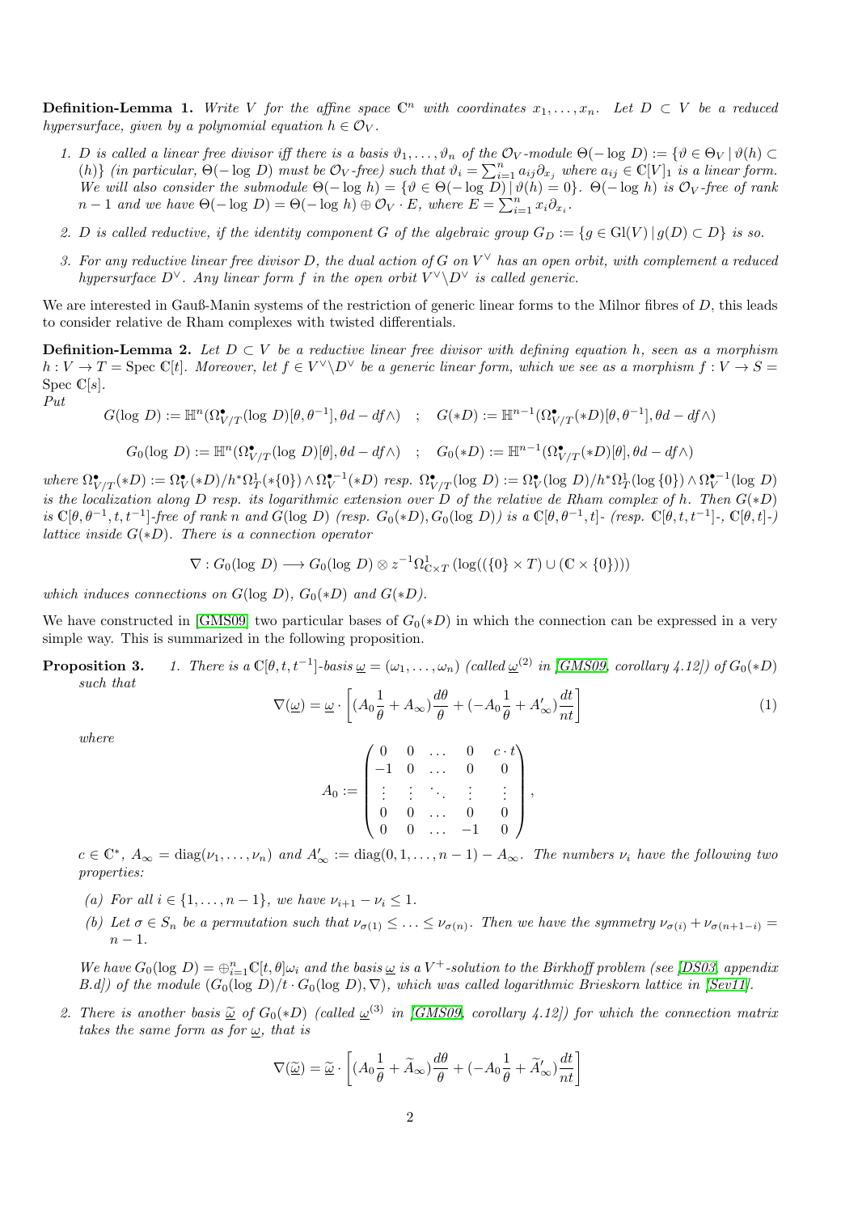**Definition-Lemma 1.** *Write $V$ for the affine space $\mathbb{C}^n$ with coordinates $x_1, \ldots, x_n$. Let $D \subset V$ be a reduced hypersurface, given by a polynomial equation $h \in \mathcal{O}_V$.*

1. *$D$ is called a linear free divisor iff there is a basis $\vartheta_1, \ldots, \vartheta_n$ of the $\mathcal{O}_V$-module $\Theta(-\log D) := \{\vartheta \in \Theta_V \,|\, \vartheta(h) \subset (h)\}$ (in particular, $\Theta(-\log D)$ must be $\mathcal{O}_V$-free) such that $\vartheta_i = \sum_{i=1}^n a_{ij}\partial_{x_j}$ where $a_{ij} \in \mathbb{C}[V]_1$ is a linear form. We will also consider the submodule $\Theta(-\log h) = \{\vartheta \in \Theta(-\log D) \,|\, \vartheta(h) = 0\}$. $\Theta(-\log h)$ is $\mathcal{O}_V$-free of rank $n-1$ and we have $\Theta(-\log D) = \Theta(-\log h) \oplus \mathcal{O}_V \cdot E$, where $E = \sum_{i=1}^n x_i \partial_{x_i}$.*
2. *$D$ is called reductive, if the identity component $G$ of the algebraic group $G_D := \{g \in \mathrm{Gl}(V) \,|\, g(D) \subset D\}$ is so.*
3. *For any reductive linear free divisor $D$, the dual action of $G$ on $V^\vee$ has an open orbit, with complement a reduced hypersurface $D^\vee$. Any linear form $f$ in the open orbit $V^\vee \backslash D^\vee$ is called generic.*

We are interested in Gauß-Manin systems of the restriction of generic linear forms to the Milnor fibres of $D$, this leads to consider relative de Rham complexes with twisted differentials.

**Definition-Lemma 2.** *Let $D \subset V$ be a reductive linear free divisor with defining equation $h$, seen as a morphism $h : V \to T = \mathrm{Spec}\, \mathbb{C}[t]$. Moreover, let $f \in V^\vee \backslash D^\vee$ be a generic linear form, which we see as a morphism $f : V \to S = \mathrm{Spec}\, \mathbb{C}[s]$.*
*Put*

$$G(\log D) := \mathbb{H}^n(\Omega^\bullet_{V/T}(\log D)[\theta, \theta^{-1}], \theta d - df\wedge) \quad ; \quad G(*D) := \mathbb{H}^{n-1}(\Omega^\bullet_{V/T}(*D)[\theta, \theta^{-1}], \theta d - df\wedge)$$

$$G_0(\log D) := \mathbb{H}^n(\Omega^\bullet_{V/T}(\log D)[\theta], \theta d - df\wedge) \quad ; \quad G_0(*D) := \mathbb{H}^{n-1}(\Omega^\bullet_{V/T}(*D)[\theta], \theta d - df\wedge)$$

*where $\Omega^\bullet_{V/T}(*D) := \Omega^\bullet_V(*D)/h^*\Omega^1_T(*\{0\}) \wedge \Omega^{\bullet-1}_V(*D)$ resp. $\Omega^\bullet_{V/T}(\log D) := \Omega^\bullet_V(\log D)/h^*\Omega^1_T(\log\{0\}) \wedge \Omega^{\bullet-1}_V(\log D)$ is the localization along $D$ resp. its logarithmic extension over $D$ of the relative de Rham complex of $h$. Then $G(*D)$ is $\mathbb{C}[\theta, \theta^{-1}, t, t^{-1}]$-free of rank $n$ and $G(\log D)$ (resp. $G_0(*D), G_0(\log D)$) is a $\mathbb{C}[\theta, \theta^{-1}, t]$- (resp. $\mathbb{C}[\theta, t, t^{-1}]$-, $\mathbb{C}[\theta, t]$-) lattice inside $G(*D)$. There is a connection operator*

$$\nabla : G_0(\log D) \longrightarrow G_0(\log D) \otimes z^{-1}\Omega^1_{\mathbb{C}\times T}\left(\log((\{0\} \times T) \cup (\mathbb{C} \times \{0\}))\right)$$

*which induces connections on $G(\log D)$, $G_0(*D)$ and $G(*D)$.*

We have constructed in [GMS09] two particular bases of $G_0(*D)$ in which the connection can be expressed in a very simple way. This is summarized in the following proposition.

**Proposition 3.**

1. *There is a $\mathbb{C}[\theta, t, t^{-1}]$-basis $\underline{\omega} = (\omega_1, \ldots, \omega_n)$ (called $\underline{\omega}^{(2)}$ in [GMS09, corollary 4.12]) of $G_0(*D)$ such that*

$$\nabla(\underline{\omega}) = \underline{\omega} \cdot \left[(A_0 \frac{1}{\theta} + A_\infty)\frac{d\theta}{\theta} + (-A_0 \frac{1}{\theta} + A'_\infty)\frac{dt}{nt}\right] \tag{1}$$

*where*

$$A_0 := \begin{pmatrix} 0 & 0 & \ldots & 0 & c \cdot t \\ -1 & 0 & \ldots & 0 & 0 \\ \vdots & \vdots & \ddots & \vdots & \vdots \\ 0 & 0 & \ldots & 0 & 0 \\ 0 & 0 & \ldots & -1 & 0 \end{pmatrix},$$

*$c \in \mathbb{C}^*$, $A_\infty = \mathrm{diag}(\nu_1, \ldots, \nu_n)$ and $A'_\infty := \mathrm{diag}(0, 1, \ldots, n-1) - A_\infty$. The numbers $\nu_i$ have the following two properties:*

   *(a) For all $i \in \{1, \ldots, n-1\}$, we have $\nu_{i+1} - \nu_i \leq 1$.*

   *(b) Let $\sigma \in S_n$ be a permutation such that $\nu_{\sigma(1)} \leq \ldots \leq \nu_{\sigma(n)}$. Then we have the symmetry $\nu_{\sigma(i)} + \nu_{\sigma(n+1-i)} = n-1$.*

   *We have $G_0(\log D) = \oplus_{i=1}^n \mathbb{C}[t, \theta]\omega_i$ and the basis $\underline{\omega}$ is a $V^+$-solution to the Birkhoff problem (see [DS03, appendix B.d]) of the module $(G_0(\log D)/t \cdot G_0(\log D), \nabla)$, which was called logarithmic Brieskorn lattice in [Sev11].*

2. *There is another basis $\widetilde{\underline{\omega}}$ of $G_0(*D)$ (called $\underline{\omega}^{(3)}$ in [GMS09, corollary 4.12]) for which the connection matrix takes the same form as for $\underline{\omega}$, that is*

$$\nabla(\widetilde{\underline{\omega}}) = \widetilde{\underline{\omega}} \cdot \left[(A_0 \frac{1}{\theta} + \widetilde{A}_\infty)\frac{d\theta}{\theta} + (-A_0 \frac{1}{\theta} + \widetilde{A}'_\infty)\frac{dt}{nt}\right]$$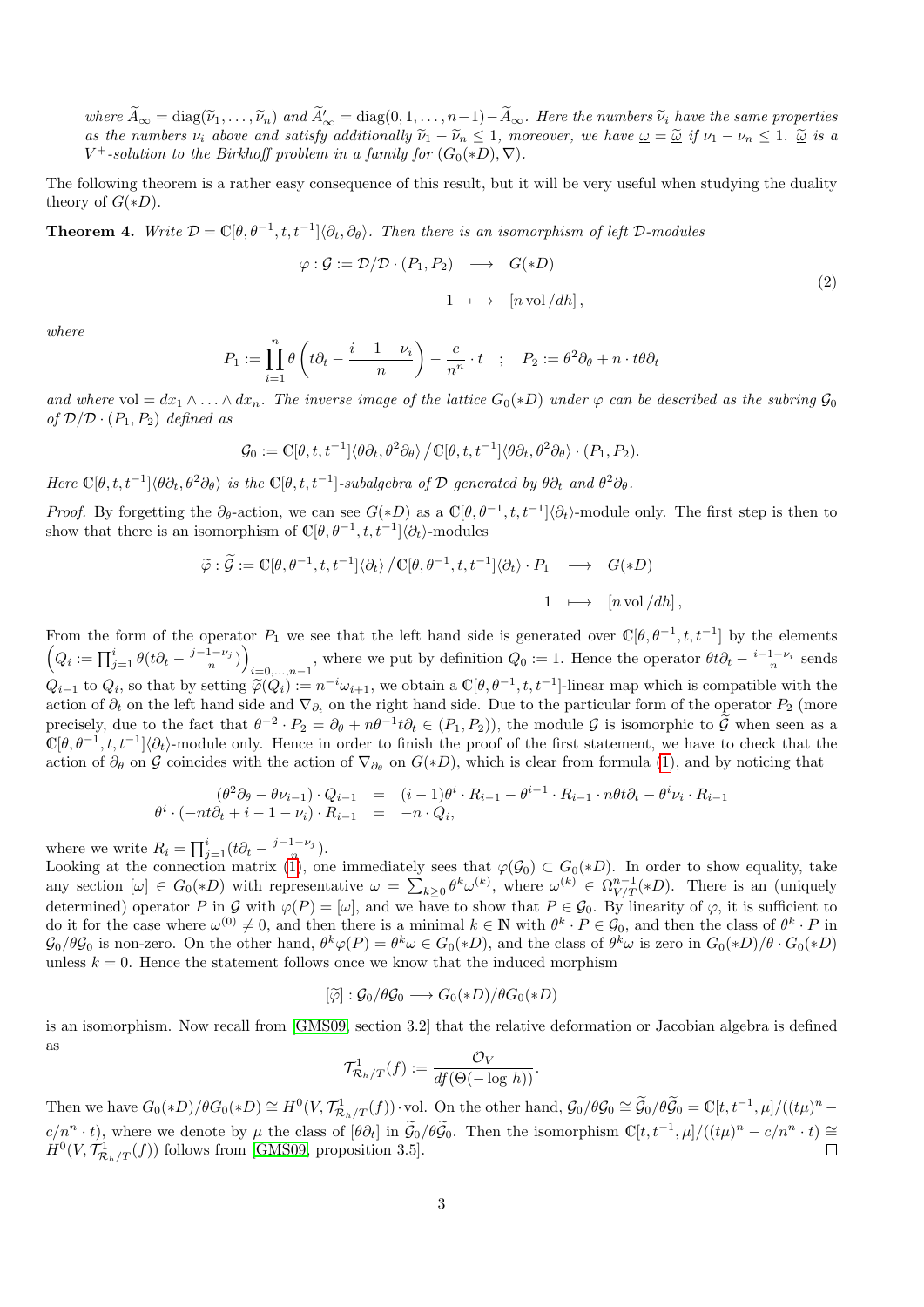*where $\widetilde{A}_\infty = \mathrm{diag}(\widetilde{\nu}_1, \ldots, \widetilde{\nu}_n)$ and $\widetilde{A}'_\infty = \mathrm{diag}(0, 1, \ldots, n-1) - \widetilde{A}_\infty$. Here the numbers $\widetilde{\nu}_i$ have the same properties as the numbers $\nu_i$ above and satisfy additionally $\widetilde{\nu}_1 - \widetilde{\nu}_n \leq 1$, moreover, we have $\underline{\omega} = \underline{\widetilde{\omega}}$ if $\nu_1 - \nu_n \leq 1$. $\underline{\widetilde{\omega}}$ is a $V^+$-solution to the Birkhoff problem in a family for $(G_0(*D), \nabla)$.*

The following theorem is a rather easy consequence of this result, but it will be very useful when studying the duality theory of $G(*D)$.

**Theorem 4.** *Write $\mathcal{D} = \mathbb{C}[\theta, \theta^{-1}, t, t^{-1}]\langle \partial_t, \partial_\theta \rangle$. Then there is an isomorphism of left $\mathcal{D}$-modules*

$$
\begin{aligned}
\varphi : \mathcal{G} := \mathcal{D}/\mathcal{D} \cdot (P_1, P_2) &\longrightarrow G(*D) \\
1 &\longmapsto [n \,\mathrm{vol}/dh],
\end{aligned}
\tag{2}
$$

*where*

$$
P_1 := \prod_{i=1}^{n} \theta \left( t\partial_t - \frac{i-1-\nu_i}{n} \right) - \frac{c}{n^n} \cdot t \quad ; \quad P_2 := \theta^2 \partial_\theta + n \cdot t\theta\partial_t
$$

*and where $\mathrm{vol} = dx_1 \wedge \ldots \wedge dx_n$. The inverse image of the lattice $G_0(*D)$ under $\varphi$ can be described as the subring $\mathcal{G}_0$ of $\mathcal{D}/\mathcal{D} \cdot (P_1, P_2)$ defined as*

$$
\mathcal{G}_0 := \mathbb{C}[\theta, t, t^{-1}]\langle \theta\partial_t, \theta^2\partial_\theta \rangle / \mathbb{C}[\theta, t, t^{-1}]\langle \theta\partial_t, \theta^2\partial_\theta \rangle \cdot (P_1, P_2).
$$

*Here $\mathbb{C}[\theta, t, t^{-1}]\langle \theta\partial_t, \theta^2\partial_\theta \rangle$ is the $\mathbb{C}[\theta, t, t^{-1}]$-subalgebra of $\mathcal{D}$ generated by $\theta\partial_t$ and $\theta^2\partial_\theta$.*

*Proof.* By forgetting the $\partial_\theta$-action, we can see $G(*D)$ as a $\mathbb{C}[\theta, \theta^{-1}, t, t^{-1}]\langle \partial_t \rangle$-module only. The first step is then to show that there is an isomorphism of $\mathbb{C}[\theta, \theta^{-1}, t, t^{-1}]\langle \partial_t \rangle$-modules

$$
\begin{aligned}
\widetilde{\varphi} : \widetilde{\mathcal{G}} := \mathbb{C}[\theta, \theta^{-1}, t, t^{-1}]\langle \partial_t \rangle / \mathbb{C}[\theta, \theta^{-1}, t, t^{-1}]\langle \partial_t \rangle \cdot P_1 &\longrightarrow G(*D) \\
1 &\longmapsto [n \,\mathrm{vol}/dh],
\end{aligned}
$$

From the form of the operator $P_1$ we see that the left hand side is generated over $\mathbb{C}[\theta, \theta^{-1}, t, t^{-1}]$ by the elements $\left( Q_i := \prod_{j=1}^{i} \theta(t\partial_t - \frac{j-1-\nu_j}{n}) \right)_{i=0,\ldots,n-1}$, where we put by definition $Q_0 := 1$. Hence the operator $\theta t\partial_t - \frac{i-1-\nu_i}{n}$ sends $Q_{i-1}$ to $Q_i$, so that by setting $\widetilde{\varphi}(Q_i) := n^{-i}\omega_{i+1}$, we obtain a $\mathbb{C}[\theta, \theta^{-1}, t, t^{-1}]$-linear map which is compatible with the action of $\partial_t$ on the left hand side and $\nabla_{\partial_t}$ on the right hand side. Due to the particular form of the operator $P_2$ (more precisely, due to the fact that $\theta^{-2} \cdot P_2 = \partial_\theta + n\theta^{-1}t\partial_t \in (P_1, P_2)$), the module $\mathcal{G}$ is isomorphic to $\widetilde{\mathcal{G}}$ when seen as a $\mathbb{C}[\theta, \theta^{-1}, t, t^{-1}]\langle \partial_t \rangle$-module only. Hence in order to finish the proof of the first statement, we have to check that the action of $\partial_\theta$ on $\mathcal{G}$ coincides with the action of $\nabla_{\partial_\theta}$ on $G(*D)$, which is clear from formula (1), and by noticing that

$$
\begin{aligned}
(\theta^2\partial_\theta - \theta\nu_{i-1}) \cdot Q_{i-1} &= (i-1)\theta^i \cdot R_{i-1} - \theta^{i-1} \cdot R_{i-1} \cdot n\theta t\partial_t - \theta^i \nu_i \cdot R_{i-1} \\
\theta^i \cdot (-nt\partial_t + i - 1 - \nu_i) \cdot R_{i-1} &= -n \cdot Q_i,
\end{aligned}
$$

where we write $R_i = \prod_{j=1}^{i}(t\partial_t - \frac{j-1-\nu_j}{n})$.

Looking at the connection matrix (1), one immediately sees that $\varphi(\mathcal{G}_0) \subset G_0(*D)$. In order to show equality, take any section $[\omega] \in G_0(*D)$ with representative $\omega = \sum_{k \geq 0} \theta^k \omega^{(k)}$, where $\omega^{(k)} \in \Omega^{n-1}_{V/T}(*D)$. There is an (uniquely determined) operator $P$ in $\mathcal{G}$ with $\varphi(P) = [\omega]$, and we have to show that $P \in \mathcal{G}_0$. By linearity of $\varphi$, it is sufficient to do it for the case where $\omega^{(0)} \neq 0$, and then there is a minimal $k \in \mathbb{N}$ with $\theta^k \cdot P \in \mathcal{G}_0$, and then the class of $\theta^k \cdot P$ in $\mathcal{G}_0/\theta\mathcal{G}_0$ is non-zero. On the other hand, $\theta^k\varphi(P) = \theta^k\omega \in G_0(*D)$, and the class of $\theta^k\omega$ is zero in $G_0(*D)/\theta \cdot G_0(*D)$ unless $k = 0$. Hence the statement follows once we know that the induced morphism

$$
[\widetilde{\varphi}] : \mathcal{G}_0/\theta\mathcal{G}_0 \longrightarrow G_0(*D)/\theta G_0(*D)
$$

is an isomorphism. Now recall from [GMS09, section 3.2] that the relative deformation or Jacobian algebra is defined as

$$
\mathcal{T}^1_{\mathcal{R}_h/T}(f) := \frac{\mathcal{O}_V}{df(\Theta(-\log h))}.
$$

Then we have $G_0(*D)/\theta G_0(*D) \cong H^0(V, \mathcal{T}^1_{\mathcal{R}_h/T}(f)) \cdot \mathrm{vol}$. On the other hand, $\mathcal{G}_0/\theta\mathcal{G}_0 \cong \widetilde{\mathcal{G}}_0/\theta\widetilde{\mathcal{G}}_0 = \mathbb{C}[t, t^{-1}, \mu]/((t\mu)^n - c/n^n \cdot t)$, where we denote by $\mu$ the class of $[\theta\partial_t]$ in $\widetilde{\mathcal{G}}_0/\theta\widetilde{\mathcal{G}}_0$. Then the isomorphism $\mathbb{C}[t, t^{-1}, \mu]/((t\mu)^n - c/n^n \cdot t) \cong H^0(V, \mathcal{T}^1_{\mathcal{R}_h/T}(f))$ follows from [GMS09, proposition 3.5]. □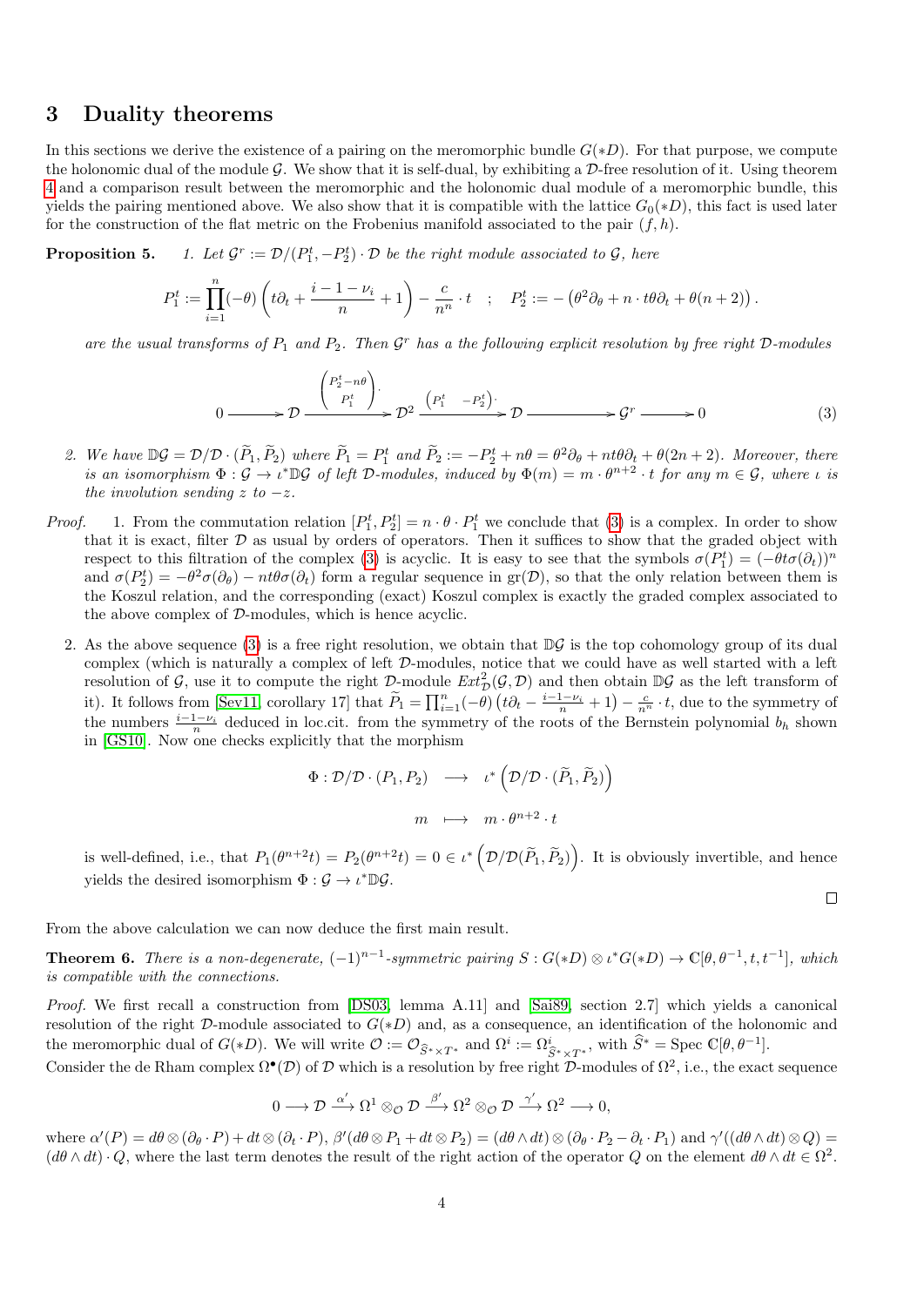## 3 Duality theorems

In this sections we derive the existence of a pairing on the meromorphic bundle $G(*D)$. For that purpose, we compute the holonomic dual of the module $\mathcal{G}$. We show that it is self-dual, by exhibiting a $\mathcal{D}$-free resolution of it. Using theorem 4 and a comparison result between the meromorphic and the holonomic dual module of a meromorphic bundle, this yields the pairing mentioned above. We also show that it is compatible with the lattice $G_0(*D)$, this fact is used later for the construction of the flat metric on the Frobenius manifold associated to the pair $(f, h)$.

**Proposition 5.** *1. Let $\mathcal{G}^r := \mathcal{D}/(P_1^t, -P_2^t)\cdot\mathcal{D}$ be the right module associated to $\mathcal{G}$, here*

$$P_1^t := \prod_{i=1}^{n}(-\theta)\left(t\partial_t + \frac{i-1-\nu_i}{n} + 1\right) - \frac{c}{n^n}\cdot t \quad ; \quad P_2^t := -\left(\theta^2\partial_\theta + n\cdot t\theta\partial_t + \theta(n+2)\right).$$

*are the usual transforms of $P_1$ and $P_2$. Then $\mathcal{G}^r$ has a the following explicit resolution by free right $\mathcal{D}$-modules*

$$0 \longrightarrow \mathcal{D} \xrightarrow{\begin{pmatrix} P_2^t - n\theta \\ P_1^t \end{pmatrix}\cdot} \mathcal{D}^2 \xrightarrow{\begin{pmatrix} P_1^t & -P_2^t \end{pmatrix}\cdot} \mathcal{D} \longrightarrow \mathcal{G}^r \longrightarrow 0 \tag{3}$$

*2. We have $\mathbb{D}\mathcal{G} = \mathcal{D}/\mathcal{D}\cdot(\widetilde{P}_1, \widetilde{P}_2)$ where $\widetilde{P}_1 = P_1^t$ and $\widetilde{P}_2 := -P_2^t + n\theta = \theta^2\partial_\theta + nt\theta\partial_t + \theta(2n+2)$. Moreover, there is an isomorphism $\Phi : \mathcal{G} \to \iota^*\mathbb{D}\mathcal{G}$ of left $\mathcal{D}$-modules, induced by $\Phi(m) = m\cdot\theta^{n+2}\cdot t$ for any $m \in \mathcal{G}$, where $\iota$ is the involution sending $z$ to $-z$.*

*Proof.* 1. From the commutation relation $[P_1^t, P_2^t] = n\cdot\theta\cdot P_1^t$ we conclude that (3) is a complex. In order to show that it is exact, filter $\mathcal{D}$ as usual by orders of operators. Then it suffices to show that the graded object with respect to this filtration of the complex (3) is acyclic. It is easy to see that the symbols $\sigma(P_1^t) = (-\theta t\sigma(\partial_t))^n$ and $\sigma(P_2^t) = -\theta^2\sigma(\partial_\theta) - nt\theta\sigma(\partial_t)$ form a regular sequence in $\mathrm{gr}(\mathcal{D})$, so that the only relation between them is the Koszul relation, and the corresponding (exact) Koszul complex is exactly the graded complex associated to the above complex of $\mathcal{D}$-modules, which is hence acyclic.

2. As the above sequence (3) is a free right resolution, we obtain that $\mathbb{D}\mathcal{G}$ is the top cohomology group of its dual complex (which is naturally a complex of left $\mathcal{D}$-modules, notice that we could have as well started with a left resolution of $\mathcal{G}$, use it to compute the right $\mathcal{D}$-module $Ext^2_{\mathcal{D}}(\mathcal{G}, \mathcal{D})$ and then obtain $\mathbb{D}\mathcal{G}$ as the left transform of it). It follows from [Sev11, corollary 17] that $\widetilde{P}_1 = \prod_{i=1}^n(-\theta)\left(t\partial_t - \frac{i-1-\nu_i}{n} + 1\right) - \frac{c}{n^n}\cdot t$, due to the symmetry of the numbers $\frac{i-1-\nu_i}{n}$ deduced in loc.cit. from the symmetry of the roots of the Bernstein polynomial $b_h$ shown in [GS10]. Now one checks explicitly that the morphism

$$\begin{aligned} \Phi : \mathcal{D}/\mathcal{D}\cdot(P_1, P_2) &\longrightarrow \iota^*\left(\mathcal{D}/\mathcal{D}\cdot(\widetilde{P}_1, \widetilde{P}_2)\right) \\ m &\longmapsto m\cdot\theta^{n+2}\cdot t \end{aligned}$$

is well-defined, i.e., that $P_1(\theta^{n+2}t) = P_2(\theta^{n+2}t) = 0 \in \iota^*\left(\mathcal{D}/\mathcal{D}(\widetilde{P}_1, \widetilde{P}_2)\right)$. It is obviously invertible, and hence yields the desired isomorphism $\Phi : \mathcal{G} \to \iota^*\mathbb{D}\mathcal{G}$. □

From the above calculation we can now deduce the first main result.

**Theorem 6.** *There is a non-degenerate, $(-1)^{n-1}$-symmetric pairing $S : G(*D)\otimes\iota^*G(*D) \to \mathbb{C}[\theta, \theta^{-1}, t, t^{-1}]$, which is compatible with the connections.*

*Proof.* We first recall a construction from [DS03, lemma A.11] and [Sai89, section 2.7] which yields a canonical resolution of the right $\mathcal{D}$-module associated to $G(*D)$ and, as a consequence, an identification of the holonomic and the meromorphic dual of $G(*D)$. We will write $\mathcal{O} := \mathcal{O}_{\widehat{S}^*\times T^*}$ and $\Omega^i := \Omega^i_{\widehat{S}^*\times T^*}$, with $\widehat{S}^* = \operatorname{Spec}\mathbb{C}[\theta, \theta^{-1}]$.
Consider the de Rham complex $\Omega^\bullet(\mathcal{D})$ of $\mathcal{D}$ which is a resolution by free right $\mathcal{D}$-modules of $\Omega^2$, i.e., the exact sequence

$$0 \longrightarrow \mathcal{D} \xrightarrow{\alpha'} \Omega^1\otimes_{\mathcal{O}}\mathcal{D} \xrightarrow{\beta'} \Omega^2\otimes_{\mathcal{O}}\mathcal{D} \xrightarrow{\gamma'} \Omega^2 \longrightarrow 0,$$

where $\alpha'(P) = d\theta\otimes(\partial_\theta\cdot P) + dt\otimes(\partial_t\cdot P)$, $\beta'(d\theta\otimes P_1 + dt\otimes P_2) = (d\theta\wedge dt)\otimes(\partial_\theta\cdot P_2 - \partial_t\cdot P_1)$ and $\gamma'((d\theta\wedge dt)\otimes Q) = (d\theta\wedge dt)\cdot Q$, where the last term denotes the result of the right action of the operator $Q$ on the element $d\theta\wedge dt \in \Omega^2$.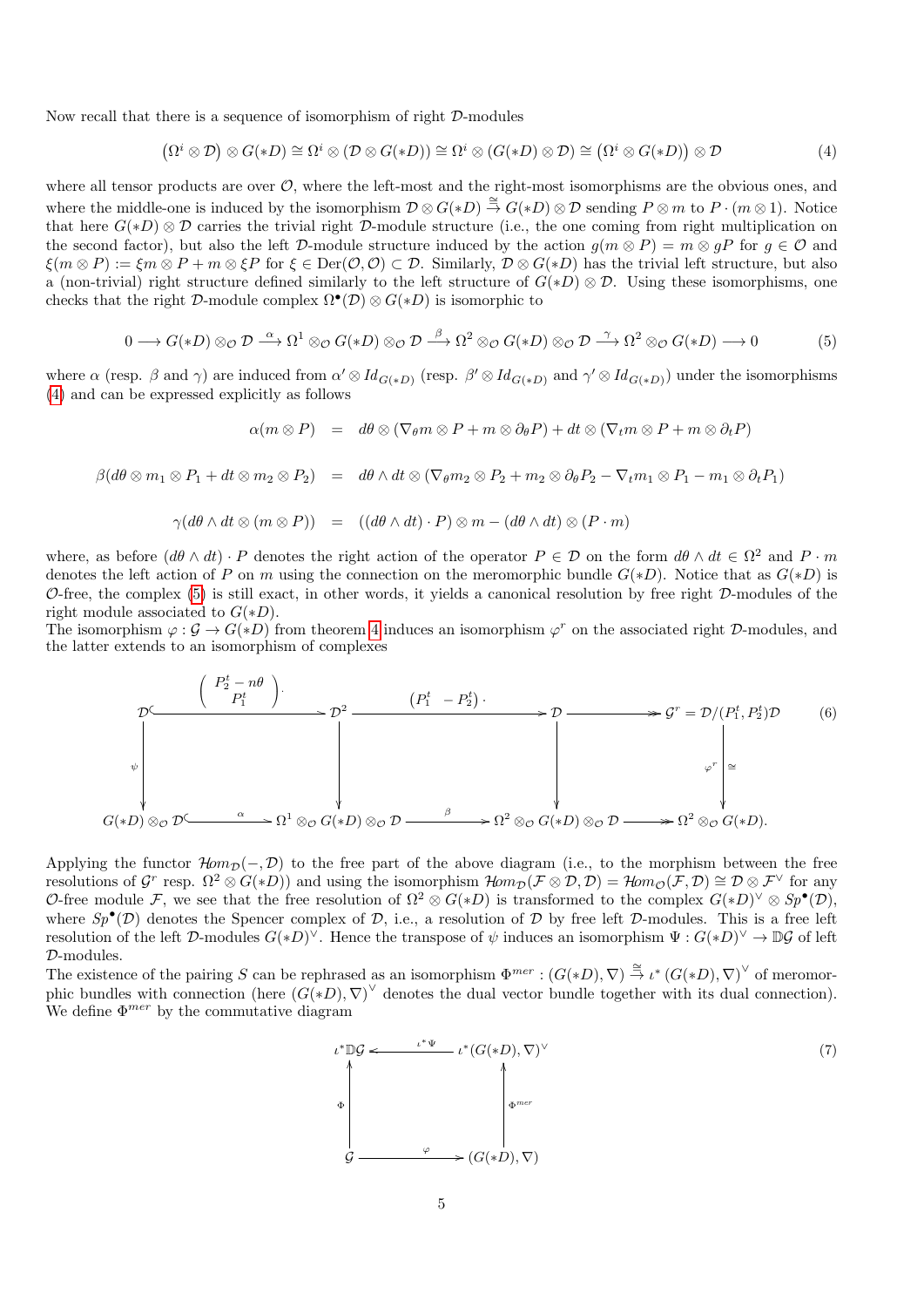Now recall that there is a sequence of isomorphism of right $\mathcal{D}$-modules

$$\big(\Omega^i \otimes \mathcal{D}\big) \otimes G(*D) \cong \Omega^i \otimes (\mathcal{D} \otimes G(*D)) \cong \Omega^i \otimes (G(*D) \otimes \mathcal{D}) \cong \big(\Omega^i \otimes G(*D)\big) \otimes \mathcal{D} \tag{4}$$

where all tensor products are over $\mathcal{O}$, where the left-most and the right-most isomorphisms are the obvious ones, and where the middle-one is induced by the isomorphism $\mathcal{D} \otimes G(*D) \stackrel{\cong}{\to} G(*D) \otimes \mathcal{D}$ sending $P \otimes m$ to $P \cdot (m \otimes 1)$. Notice that here $G(*D) \otimes \mathcal{D}$ carries the trivial right $\mathcal{D}$-module structure (i.e., the one coming from right multiplication on the second factor), but also the left $\mathcal{D}$-module structure induced by the action $g(m \otimes P) = m \otimes gP$ for $g \in \mathcal{O}$ and $\xi(m \otimes P) := \xi m \otimes P + m \otimes \xi P$ for $\xi \in \mathrm{Der}(\mathcal{O}, \mathcal{O}) \subset \mathcal{D}$. Similarly, $\mathcal{D} \otimes G(*D)$ has the trivial left structure, but also a (non-trivial) right structure defined similarly to the left structure of $G(*D) \otimes \mathcal{D}$. Using these isomorphisms, one checks that the right $\mathcal{D}$-module complex $\Omega^\bullet(\mathcal{D}) \otimes G(*D)$ is isomorphic to

$$0 \longrightarrow G(*D) \otimes_{\mathcal{O}} \mathcal{D} \stackrel{\alpha}{\longrightarrow} \Omega^1 \otimes_{\mathcal{O}} G(*D) \otimes_{\mathcal{O}} \mathcal{D} \stackrel{\beta}{\longrightarrow} \Omega^2 \otimes_{\mathcal{O}} G(*D) \otimes_{\mathcal{O}} \mathcal{D} \stackrel{\gamma}{\longrightarrow} \Omega^2 \otimes_{\mathcal{O}} G(*D) \longrightarrow 0 \tag{5}$$

where $\alpha$ (resp. $\beta$ and $\gamma$) are induced from $\alpha' \otimes Id_{G(*D)}$ (resp. $\beta' \otimes Id_{G(*D)}$ and $\gamma' \otimes Id_{G(*D)}$) under the isomorphisms (4) and can be expressed explicitly as follows

$$\begin{aligned}
\alpha(m \otimes P) &= d\theta \otimes (\nabla_\theta m \otimes P + m \otimes \partial_\theta P) + dt \otimes (\nabla_t m \otimes P + m \otimes \partial_t P) \\
\beta(d\theta \otimes m_1 \otimes P_1 + dt \otimes m_2 \otimes P_2) &= d\theta \wedge dt \otimes (\nabla_\theta m_2 \otimes P_2 + m_2 \otimes \partial_\theta P_2 - \nabla_t m_1 \otimes P_1 - m_1 \otimes \partial_t P_1) \\
\gamma(d\theta \wedge dt \otimes (m \otimes P)) &= ((d\theta \wedge dt) \cdot P) \otimes m - (d\theta \wedge dt) \otimes (P \cdot m)
\end{aligned}$$

where, as before $(d\theta \wedge dt) \cdot P$ denotes the right action of the operator $P \in \mathcal{D}$ on the form $d\theta \wedge dt \in \Omega^2$ and $P \cdot m$ denotes the left action of $P$ on $m$ using the connection on the meromorphic bundle $G(*D)$. Notice that as $G(*D)$ is $\mathcal{O}$-free, the complex (5) is still exact, in other words, it yields a canonical resolution by free right $\mathcal{D}$-modules of the right module associated to $G(*D)$.
The isomorphism $\varphi : \mathcal{G} \to G(*D)$ from theorem 4 induces an isomorphism $\varphi^r$ on the associated right $\mathcal{D}$-modules, and the latter extends to an isomorphism of complexes

$$\begin{array}{ccccccc}
\mathcal{D} & \xrightarrow{\begin{pmatrix} P_2^t - n\theta \\ P_1^t \end{pmatrix}\cdot} & \mathcal{D}^2 & \xrightarrow{\begin{pmatrix} P_1^t & -P_2^t \end{pmatrix}\cdot} & \mathcal{D} & \longrightarrow & \mathcal{G}^r = \mathcal{D}/(P_1^t, P_2^t)\mathcal{D} \\
\downarrow \psi & & \downarrow & & \downarrow & & \downarrow \varphi^r \cong \\
G(*D) \otimes_{\mathcal{O}} \mathcal{D} & \xrightarrow{\alpha} & \Omega^1 \otimes_{\mathcal{O}} G(*D) \otimes_{\mathcal{O}} \mathcal{D} & \xrightarrow{\beta} & \Omega^2 \otimes_{\mathcal{O}} G(*D) \otimes_{\mathcal{O}} \mathcal{D} & \longrightarrow & \Omega^2 \otimes_{\mathcal{O}} G(*D).
\end{array} \tag{6}$$

Applying the functor $\mathcal{H}om_{\mathcal{D}}(-, \mathcal{D})$ to the free part of the above diagram (i.e., to the morphism between the free resolutions of $\mathcal{G}^r$ resp. $\Omega^2 \otimes G(*D)$) and using the isomorphism $\mathcal{H}om_{\mathcal{D}}(\mathcal{F} \otimes \mathcal{D}, \mathcal{D}) = \mathcal{H}om_{\mathcal{O}}(\mathcal{F}, \mathcal{D}) \cong \mathcal{D} \otimes \mathcal{F}^\vee$ for any $\mathcal{O}$-free module $\mathcal{F}$, we see that the free resolution of $\Omega^2 \otimes G(*D)$ is transformed to the complex $G(*D)^\vee \otimes Sp^\bullet(\mathcal{D})$, where $Sp^\bullet(\mathcal{D})$ denotes the Spencer complex of $\mathcal{D}$, i.e., a resolution of $\mathcal{D}$ by free left $\mathcal{D}$-modules. This is a free left resolution of the left $\mathcal{D}$-modules $G(*D)^\vee$. Hence the transpose of $\psi$ induces an isomorphism $\Psi : G(*D)^\vee \to \mathbb{D}\mathcal{G}$ of left $\mathcal{D}$-modules.
The existence of the pairing $S$ can be rephrased as an isomorphism $\Phi^{mer} : (G(*D), \nabla) \stackrel{\cong}{\to} \iota^* (G(*D), \nabla)^\vee$ of meromorphic bundles with connection (here $(G(*D), \nabla)^\vee$ denotes the dual vector bundle together with its dual connection). We define $\Phi^{mer}$ by the commutative diagram

$$\begin{array}{ccc}
\iota^*\mathbb{D}\mathcal{G} & \xleftarrow{\iota^*\Psi} & \iota^*(G(*D), \nabla)^\vee \\
\uparrow \Phi & & \uparrow \Phi^{mer} \\
\mathcal{G} & \xrightarrow{\varphi} & (G(*D), \nabla)
\end{array} \tag{7}$$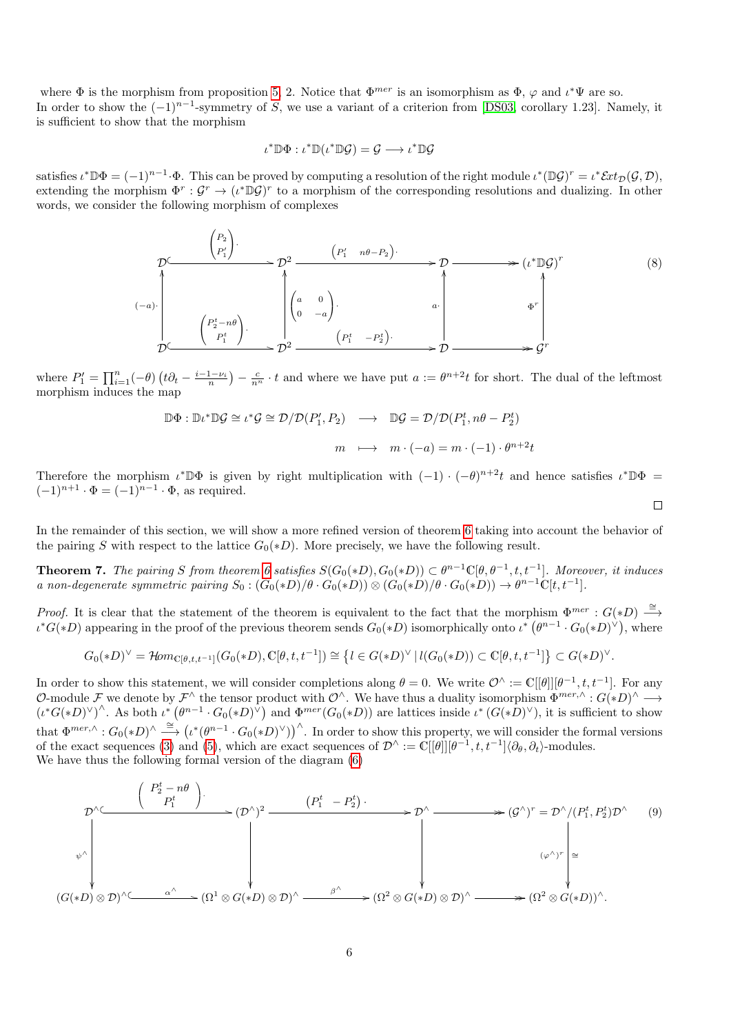where $\Phi$ is the morphism from proposition 5, 2. Notice that $\Phi^{mer}$ is an isomorphism as $\Phi$, $\varphi$ and $\iota^*\Psi$ are so.
In order to show the $(-1)^{n-1}$-symmetry of $S$, we use a variant of a criterion from [DS03, corollary 1.23]. Namely, it is sufficient to show that the morphism

$$\iota^*\mathbb{D}\Phi : \iota^*\mathbb{D}(\iota^*\mathbb{D}\mathcal{G}) = \mathcal{G} \longrightarrow \iota^*\mathbb{D}\mathcal{G}$$

satisfies $\iota^*\mathbb{D}\Phi = (-1)^{n-1}\cdot\Phi$. This can be proved by computing a resolution of the right module $\iota^*(\mathbb{D}\mathcal{G})^r = \iota^*\mathcal{E}xt_{\mathcal{D}}(\mathcal{G},\mathcal{D})$, extending the morphism $\Phi^r : \mathcal{G}^r \to (\iota^*\mathbb{D}\mathcal{G})^r$ to a morphism of the corresponding resolutions and dualizing. In other words, we consider the following morphism of complexes

$$\begin{array}{ccccccc}
\mathcal{D} & \xrightarrow{\begin{pmatrix} P_2 \\ P'_1 \end{pmatrix}\cdot} & \mathcal{D}^2 & \xrightarrow{\begin{pmatrix} P'_1 & n\theta - P_2 \end{pmatrix}\cdot} & \mathcal{D} & \twoheadrightarrow & (\iota^*\mathbb{D}\mathcal{G})^r \\
\uparrow{\scriptstyle (-a)\cdot} & & \uparrow{\scriptstyle \begin{pmatrix} a & 0 \\ 0 & -a \end{pmatrix}\cdot} & & \uparrow{\scriptstyle a\cdot} & & \uparrow{\scriptstyle \Phi^r} \\
\mathcal{D} & \xrightarrow{\begin{pmatrix} P_2^t - n\theta \\ P_1^t \end{pmatrix}\cdot} & \mathcal{D}^2 & \xrightarrow{\begin{pmatrix} P_1^t & -P_2^t \end{pmatrix}\cdot} & \mathcal{D} & \twoheadrightarrow & \mathcal{G}^r
\end{array} \tag{8}$$

where $P'_1 = \prod_{i=1}^n (-\theta)\left(t\partial_t - \frac{i-1-\nu_i}{n}\right) - \frac{c}{n^n}\cdot t$ and where we have put $a := \theta^{n+2}t$ for short. The dual of the leftmost morphism induces the map

$$\begin{array}{rcl}
\mathbb{D}\Phi : \mathbb{D}\iota^*\mathbb{D}\mathcal{G} \cong \iota^*\mathcal{G} \cong \mathcal{D}/\mathcal{D}(P'_1, P_2) & \longrightarrow & \mathbb{D}\mathcal{G} = \mathcal{D}/\mathcal{D}(P_1^t, n\theta - P_2^t) \\
m & \longmapsto & m\cdot(-a) = m\cdot(-1)\cdot\theta^{n+2}t
\end{array}$$

Therefore the morphism $\iota^*\mathbb{D}\Phi$ is given by right multiplication with $(-1)\cdot(-\theta)^{n+2}t$ and hence satisfies $\iota^*\mathbb{D}\Phi = (-1)^{n+1}\cdot\Phi = (-1)^{n-1}\cdot\Phi$, as required.

□

In the remainder of this section, we will show a more refined version of theorem 6 taking into account the behavior of the pairing $S$ with respect to the lattice $G_0(*D)$. More precisely, we have the following result.

**Theorem 7.** *The pairing $S$ from theorem 6 satisfies $S(G_0(*D), G_0(*D)) \subset \theta^{n-1}\mathbb{C}[\theta,\theta^{-1},t,t^{-1}]$. Moreover, it induces a non-degenerate symmetric pairing $S_0 : (G_0(*D)/\theta\cdot G_0(*D)) \otimes (G_0(*D)/\theta\cdot G_0(*D)) \to \theta^{n-1}\mathbb{C}[t,t^{-1}]$.*

*Proof.* It is clear that the statement of the theorem is equivalent to the fact that the morphism $\Phi^{mer} : G(*D) \xrightarrow{\cong} \iota^*G(*D)$ appearing in the proof of the previous theorem sends $G_0(*D)$ isomorphically onto $\iota^*\left(\theta^{n-1}\cdot G_0(*D)^\vee\right)$, where

$$G_0(*D)^\vee = \mathcal{H}om_{\mathbb{C}[\theta,t,t^{-1}]}(G_0(*D), \mathbb{C}[\theta,t,t^{-1}]) \cong \left\{ l \in G(*D)^\vee \mid l(G_0(*D)) \subset \mathbb{C}[\theta,t,t^{-1}] \right\} \subset G(*D)^\vee.$$

In order to show this statement, we will consider completions along $\theta = 0$. We write $\mathcal{O}^\wedge := \mathbb{C}[[\theta]][\theta^{-1},t,t^{-1}]$. For any $\mathcal{O}$-module $\mathcal{F}$ we denote by $\mathcal{F}^\wedge$ the tensor product with $\mathcal{O}^\wedge$. We have thus a duality isomorphism $\Phi^{mer,\wedge} : G(*D)^\wedge \longrightarrow (\iota^*G(*D)^\vee)^\wedge$. As both $\iota^*\left(\theta^{n-1}\cdot G_0(*D)^\vee\right)$ and $\Phi^{mer}(G_0(*D))$ are lattices inside $\iota^*\left(G(*D)^\vee\right)$, it is sufficient to show that $\Phi^{mer,\wedge} : G_0(*D)^\wedge \xrightarrow{\cong} \left(\iota^*(\theta^{n-1}\cdot G_0(*D)^\vee)\right)^\wedge$. In order to show this property, we will consider the formal versions of the exact sequences (3) and (5), which are exact sequences of $\mathcal{D}^\wedge := \mathbb{C}[[\theta]][\theta^{-1},t,t^{-1}]\langle\partial_\theta,\partial_t\rangle$-modules.
We have thus the following formal version of the diagram (6)

$$\begin{array}{ccccccc}
\mathcal{D}^\wedge & \xrightarrow{\begin{pmatrix} P_2^t - n\theta \\ P_1^t \end{pmatrix}\cdot} & (\mathcal{D}^\wedge)^2 & \xrightarrow{\begin{pmatrix} P_1^t & -P_2^t \end{pmatrix}\cdot} & \mathcal{D}^\wedge & \twoheadrightarrow & (\mathcal{G}^\wedge)^r = \mathcal{D}^\wedge/(P_1^t, P_2^t)\mathcal{D}^\wedge \\
\downarrow{\scriptstyle \psi^\wedge} & & \downarrow & & \downarrow & & \downarrow{\scriptstyle (\varphi^\wedge)^r}\,\cong \\
(G(*D)\otimes\mathcal{D})^\wedge & \xrightarrow{\alpha^\wedge} & (\Omega^1\otimes G(*D)\otimes\mathcal{D})^\wedge & \xrightarrow{\beta^\wedge} & (\Omega^2\otimes G(*D)\otimes\mathcal{D})^\wedge & \twoheadrightarrow & (\Omega^2\otimes G(*D))^\wedge.
\end{array} \tag{9}$$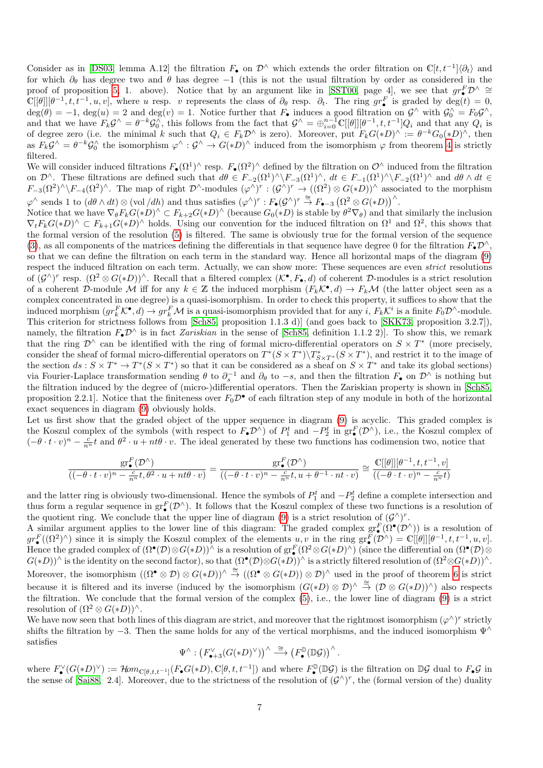Consider as in [DS03] lemma A.12] the filtration $F_\bullet$ on $\mathcal{D}^\wedge$ which extends the order filtration on $\mathbb{C}[t,t^{-1}]\langle\partial_t\rangle$ and for which $\partial_\theta$ has degree two and $\theta$ has degree $-1$ (this is not the usual filtration by order as considered in the proof of proposition 5, 1. above). Notice that by an argument like in [SST00, page 4], we see that $gr^F_\bullet\mathcal{D}^\wedge \cong \mathbb{C}[[\theta]][\theta^{-1},t,t^{-1},u,v]$, where $u$ resp. $v$ represents the class of $\partial_\theta$ resp. $\partial_t$. The ring $gr^F_\bullet$ is graded by $\deg(t)=0$, $\deg(\theta)=-1$, $\deg(u)=2$ and $\deg(v)=1$. Notice further that $F_\bullet$ induces a good filtration on $\mathcal{G}^\wedge$ with $\mathcal{G}^\wedge_0 = F_0\mathcal{G}^\wedge$, and that we have $F_k\mathcal{G}^\wedge = \theta^{-k}\mathcal{G}^\wedge_0$, this follows from the fact that $\mathcal{G}^\wedge = \oplus_{i=0}^{n-1}\mathbb{C}[[\theta]][\theta^{-1},t,t^{-1}]Q_i$ and that any $Q_i$ is of degree zero (i.e. the minimal $k$ such that $Q_i \in F_k\mathcal{D}^\wedge$ is zero). Moreover, put $F_kG(*D)^\wedge := \theta^{-k}G_0(*D)^\wedge$, then as $F_k\mathcal{G}^\wedge = \theta^{-k}\mathcal{G}^\wedge_0$ the isomorphism $\varphi^\wedge : \mathcal{G}^\wedge \to G(*D)^\wedge$ induced from the isomorphism $\varphi$ from theorem 4 is strictly filtered.

We will consider induced filtrations $F_\bullet(\Omega^1)^\wedge$ resp. $F_\bullet(\Omega^2)^\wedge$ defined by the filtration on $\mathcal{O}^\wedge$ induced from the filtration on $\mathcal{D}^\wedge$. These filtrations are defined such that $d\theta \in F_{-2}(\Omega^1)^\wedge\backslash F_{-3}(\Omega^1)^\wedge$, $dt \in F_{-1}(\Omega^1)^\wedge\backslash F_{-2}(\Omega^1)^\wedge$ and $d\theta\wedge dt \in F_{-3}(\Omega^2)^\wedge\backslash F_{-4}(\Omega^2)^\wedge$. The map of right $\mathcal{D}^\wedge$-modules $(\varphi^\wedge)^r : (\mathcal{G}^\wedge)^r \to ((\Omega^2)\otimes G(*D))^\wedge$ associated to the morphism $\varphi^\wedge$ sends 1 to $(d\theta\wedge dt)\otimes(\text{vol}/dh)$ and thus satisfies $(\varphi^\wedge)^r : F_\bullet(\mathcal{G}^\wedge)^r \overset{\cong}{\to} F_{\bullet-3}\left(\Omega^2\otimes G(*D)\right)^\wedge$.

Notice that we have $\nabla_\theta F_kG(*D)^\wedge \subset F_{k+2}G(*D)^\wedge$ (because $G_0(*D)$ is stable by $\theta^2\nabla_\theta$) and that similarly the inclusion $\nabla_t F_kG(*D)^\wedge \subset F_{k+1}G(*D)^\wedge$ holds. Using our convention for the induced filtration on $\Omega^1$ and $\Omega^2$, this shows that the formal version of the resolution (5) is filtered. The same is obviously true for the formal version of the sequence (3), as all components of the matrices defining the differentials in that sequence have degree 0 for the filtration $F_\bullet\mathcal{D}^\wedge$, so that we can define the filtration on each term in the standard way. Hence all horizontal maps of the diagram (9) respect the induced filtration on each term. Actually, we can show more: These sequences are even *strict* resolutions of $(\mathcal{G}^\wedge)^r$ resp. $(\Omega^2\otimes G(*D))^\wedge$. Recall that a filtered complex $(\mathcal{K}^\bullet, F_\bullet, d)$ of coherent $\mathcal{D}$-modules is a strict resolution of a coherent $\mathcal{D}$-module $\mathcal{M}$ iff for any $k\in\mathbb{Z}$ the induced morphism $(F_k\mathcal{K}^\bullet, d)\to F_k\mathcal{M}$ (the latter object seen as a complex concentrated in one degree) is a quasi-isomorphism. In order to check this property, it suffices to show that the induced morphism $(gr^F_k\mathcal{K}^\bullet, d)\to gr^F_k\mathcal{M}$ is a quasi-isomorphism provided that for any $i$, $F_k\mathcal{K}^i$ is a finite $F_0\mathcal{D}^\wedge$-module. This criterion for strictness follows from [Sch85, proposition 1.1.3 d)] (and goes back to [SKK73, proposition 3.2.7]), namely, the filtration $F_\bullet\mathcal{D}^\wedge$ is in fact *Zariskian* in the sense of [Sch85, definition 1.1.2 2)]. To show this, we remark that the ring $\mathcal{D}^\wedge$ can be identified with the ring of formal micro-differential operators on $S\times T^*$ (more precisely, consider the sheaf of formal micro-differential operators on $T^*(S\times T^*)\backslash T^*_{S\times T^*}(S\times T^*)$, and restrict it to the image of the section $ds : S\times T^* \to T^*(S\times T^*)$ so that it can be considered as a sheaf on $S\times T^*$ and take its global sections) via Fourier-Laplace transformation sending $\theta$ to $\partial_s^{-1}$ and $\partial_\theta$ to $-s$, and then the filtration $F_\bullet$ on $\mathcal{D}^\wedge$ is nothing but the filtration induced by the degree of (micro-)differential operators. Then the Zariskian property is shown in [Sch85, proposition 2.2.1]. Notice that the finiteness over $F_0\mathcal{D}^\bullet$ of each filtration step of any module in both of the horizontal exact sequences in diagram (9) obviously holds.

Let us first show that the graded object of the upper sequence in diagram (9) is acyclic. This graded complex is the Koszul complex of the symbols (with respect to $F_\bullet\mathcal{D}^\wedge$) of $P^t_1$ and $-P^t_2$ in $\mathrm{gr}^F_\bullet(\mathcal{D}^\wedge)$, i.e., the Koszul complex of $(-\theta\cdot t\cdot v)^n - \frac{c}{n^n}t$ and $\theta^2\cdot u + nt\theta\cdot v$. The ideal generated by these two functions has codimension two, notice that

$$
\frac{\mathrm{gr}^F_\bullet(\mathcal{D}^\wedge)}{((-\theta\cdot t\cdot v)^n - \frac{c}{n^n}t, \theta^2\cdot u + nt\theta\cdot v)} = \frac{\mathrm{gr}^F_\bullet(\mathcal{D}^\wedge)}{((-\theta\cdot t\cdot v)^n - \frac{c}{n^n}t, u + \theta^{-1}\cdot nt\cdot v)} \cong \frac{\mathbb{C}[[\theta]][\theta^{-1},t,t^{-1},v]}{((-\theta\cdot t\cdot v)^n - \frac{c}{n^n}t)}
$$

and the latter ring is obviously two-dimensional. Hence the symbols of $P^t_1$ and $-P^t_2$ define a complete intersection and thus form a regular sequence in $\mathrm{gr}^F_\bullet(\mathcal{D}^\wedge)$. It follows that the Koszul complex of these two functions is a resolution of the quotient ring. We conclude that the upper line of diagram (9) is a strict resolution of $(\mathcal{G}^\wedge)^r$.

A similar argument applies to the lower line of this diagram: The graded complex $\mathrm{gr}^F_\bullet(\Omega^\bullet(\mathcal{D}^\wedge))$ is a resolution of $gr^F_\bullet((\Omega^2)^\wedge)$ since it is simply the Koszul complex of the elements $u,v$ in the ring $\mathrm{gr}^F_\bullet(\mathcal{D}^\wedge) = \mathbb{C}[[\theta]][\theta^{-1},t,t^{-1},u,v]$. Hence the graded complex of $(\Omega^\bullet(\mathcal{D})\otimes G(*D))^\wedge$ is a resolution of $\mathrm{gr}^F_\bullet(\Omega^2\otimes G(*D)^\wedge)$ (since the differential on $(\Omega^\bullet(\mathcal{D})\otimes G(*D))^\wedge$ is the identity on the second factor), so that $(\Omega^\bullet(\mathcal{D})\otimes G(*D))^\wedge$ is a strictly filtered resolution of $(\Omega^2\otimes G(*D))^\wedge$. Moreover, the isomorphism $((\Omega^\bullet\otimes\mathcal{D})\otimes G(*D))^\wedge \overset{\cong}{\to} ((\Omega^\bullet\otimes G(*D))\otimes\mathcal{D})^\wedge$ used in the proof of theorem 6 is strict because it is filtered and its inverse (induced by the isomorphism $(G(*D)\otimes\mathcal{D})^\wedge \overset{\cong}{\to} (\mathcal{D}\otimes G(*D))^\wedge)$ also respects the filtration. We conclude that the formal version of the complex (5), i.e., the lower line of diagram (9) is a strict resolution of $(\Omega^2\otimes G(*D))^\wedge$.

We have now seen that both lines of this diagram are strict, and moreover that the rightmost isomorphism $(\varphi^\wedge)^r$ strictly shifts the filtration by $-3$. Then the same holds for any of the vertical morphisms, and the induced isomorphism $\Psi^\wedge$ satisfies

$$
\Psi^\wedge : \left(F^\vee_{\bullet+3}(G(*D)^\vee)\right)^\wedge \overset{\cong}{\longrightarrow} \left(F^{\mathbb{D}}_\bullet(\mathbb{D}\mathcal{G})\right)^\wedge.
$$

where $F^\vee_\bullet(G(*D)^\vee) := \mathcal{H}om_{\mathbb{C}[\theta,t,t^{-1}]}(F_\bullet G(*D), \mathbb{C}[\theta,t,t^{-1}])$ and where $F^{\mathbb{D}}_\bullet(\mathbb{D}\mathcal{G})$ is the filtration on $\mathbb{D}\mathcal{G}$ dual to $F_\bullet\mathcal{G}$ in the sense of [Sai88, 2.4]. Moreover, due to the strictness of the resolution of $(\mathcal{G}^\wedge)^r$, the (formal version of the) duality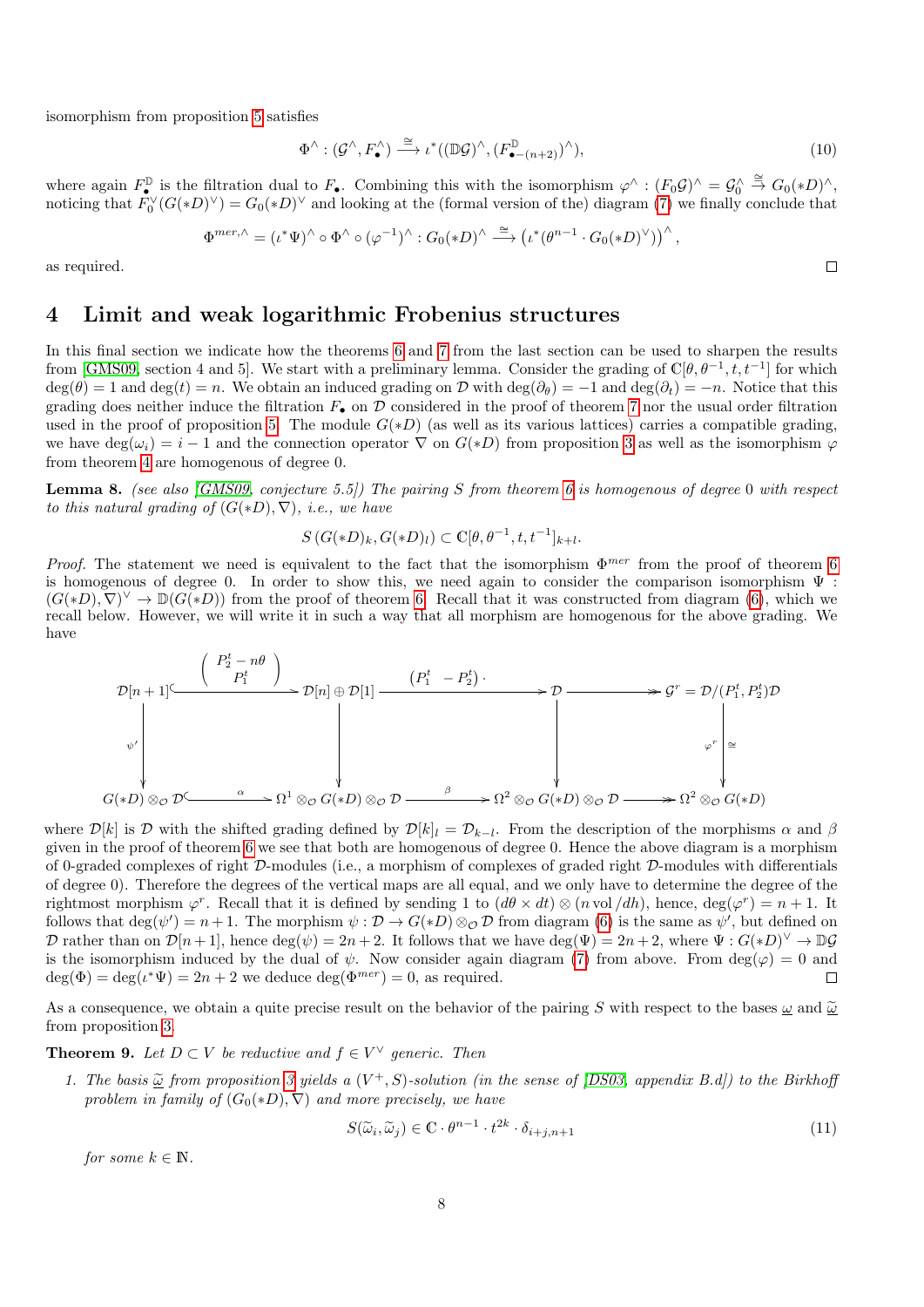isomorphism from proposition 5 satisfies

$$\Phi^\wedge : (\mathcal{G}^\wedge, F_\bullet^\wedge) \xrightarrow{\cong} \iota^*((\mathbb{D}\mathcal{G})^\wedge, (F^{\mathbb{D}}_{\bullet-(n+2)})^\wedge), \tag{10}$$

where again $F_\bullet^{\mathbb{D}}$ is the filtration dual to $F_\bullet$. Combining this with the isomorphism $\varphi^\wedge : (F_0\mathcal{G})^\wedge = \mathcal{G}_0^\wedge \xrightarrow{\cong} G_0(*D)^\wedge$, noticing that $F_0^\vee(G(*D)^\vee) = G_0(*D)^\vee$ and looking at the (formal version of the) diagram (7) we finally conclude that

$$\Phi^{mer,\wedge} = (\iota^*\Psi)^\wedge \circ \Phi^\wedge \circ (\varphi^{-1})^\wedge : G_0(*D)^\wedge \xrightarrow{\cong} \left(\iota^*(\theta^{n-1} \cdot G_0(*D)^\vee)\right)^\wedge,$$

as required. $\square$

## 4 Limit and weak logarithmic Frobenius structures

In this final section we indicate how the theorems 6 and 7 from the last section can be used to sharpen the results from [GMS09, section 4 and 5]. We start with a preliminary lemma. Consider the grading of $\mathbb{C}[\theta, \theta^{-1}, t, t^{-1}]$ for which $\deg(\theta) = 1$ and $\deg(t) = n$. We obtain an induced grading on $\mathcal{D}$ with $\deg(\partial_\theta) = -1$ and $\deg(\partial_t) = -n$. Notice that this grading does neither induce the filtration $F_\bullet$ on $\mathcal{D}$ considered in the proof of theorem 7 nor the usual order filtration used in the proof of proposition 5. The module $G(*D)$ (as well as its various lattices) carries a compatible grading, we have $\deg(\omega_i) = i - 1$ and the connection operator $\nabla$ on $G(*D)$ from proposition 3 as well as the isomorphism $\varphi$ from theorem 4 are homogenous of degree 0.

**Lemma 8.** *(see also [GMS09, conjecture 5.5]) The pairing $S$ from theorem 6 is homogenous of degree 0 with respect to this natural grading of $(G(*D), \nabla)$, i.e., we have*

$$S\left(G(*D)_k, G(*D)_l\right) \subset \mathbb{C}[\theta, \theta^{-1}, t, t^{-1}]_{k+l}.$$

*Proof.* The statement we need is equivalent to the fact that the isomorphism $\Phi^{mer}$ from the proof of theorem 6 is homogenous of degree 0. In order to show this, we need again to consider the comparison isomorphism $\Psi : (G(*D), \nabla)^\vee \to \mathbb{D}(G(*D))$ from the proof of theorem 6. Recall that it was constructed from diagram (6), which we recall below. However, we will write it in such a way that all morphism are homogenous for the above grading. We have

$$\begin{array}{ccccccc}
\mathcal{D}[n+1] & \xrightarrow{\begin{pmatrix} P_2^t - n\theta \\ P_1^t \end{pmatrix}} & \mathcal{D}[n] \oplus \mathcal{D}[1] & \xrightarrow{\begin{pmatrix} P_1^t & -P_2^t \end{pmatrix} \cdot} & \mathcal{D} & \longrightarrow & \mathcal{G}^r = \mathcal{D}/(P_1^t, P_2^t)\mathcal{D} \\
\downarrow{\scriptstyle \psi'} & & \downarrow & & \downarrow & & \downarrow{\scriptstyle \varphi^r}\,\cong \\
G(*D) \otimes_{\mathcal{O}} \mathcal{D} & \xrightarrow{\alpha} & \Omega^1 \otimes_{\mathcal{O}} G(*D) \otimes_{\mathcal{O}} \mathcal{D} & \xrightarrow{\beta} & \Omega^2 \otimes_{\mathcal{O}} G(*D) \otimes_{\mathcal{O}} \mathcal{D} & \longrightarrow & \Omega^2 \otimes_{\mathcal{O}} G(*D)
\end{array}$$

where $\mathcal{D}[k]$ is $\mathcal{D}$ with the shifted grading defined by $\mathcal{D}[k]_l = \mathcal{D}_{k-l}$. From the description of the morphisms $\alpha$ and $\beta$ given in the proof of theorem 6 we see that both are homogenous of degree 0. Hence the above diagram is a morphism of 0-graded complexes of right $\mathcal{D}$-modules (i.e., a morphism of complexes of graded right $\mathcal{D}$-modules with differentials of degree 0). Therefore the degrees of the vertical maps are all equal, and we only have to determine the degree of the rightmost morphism $\varphi^r$. Recall that it is defined by sending 1 to $(d\theta \times dt) \otimes (n \operatorname{vol}/dh)$, hence, $\deg(\varphi^r) = n + 1$. It follows that $\deg(\psi') = n+1$. The morphism $\psi : \mathcal{D} \to G(*D) \otimes_{\mathcal{O}} \mathcal{D}$ from diagram (6) is the same as $\psi'$, but defined on $\mathcal{D}$ rather than on $\mathcal{D}[n+1]$, hence $\deg(\psi) = 2n+2$. It follows that we have $\deg(\Psi) = 2n+2$, where $\Psi : G(*D)^\vee \to \mathbb{D}\mathcal{G}$ is the isomorphism induced by the dual of $\psi$. Now consider again diagram (7) from above. From $\deg(\varphi) = 0$ and $\deg(\Phi) = \deg(\iota^*\Psi) = 2n+2$ we deduce $\deg(\Phi^{mer}) = 0$, as required. $\square$

As a consequence, we obtain a quite precise result on the behavior of the pairing $S$ with respect to the bases $\underline{\omega}$ and $\underline{\widetilde{\omega}}$ from proposition 3.

**Theorem 9.** *Let $D \subset V$ be reductive and $f \in V^\vee$ generic. Then*

1. *The basis $\underline{\widetilde{\omega}}$ from proposition 3 yields a $(V^+, S)$-solution (in the sense of [DS03, appendix B.d]) to the Birkhoff problem in family of $(G_0(*D), \nabla)$ and more precisely, we have*

$$S(\widetilde{\omega}_i, \widetilde{\omega}_j) \in \mathbb{C} \cdot \theta^{n-1} \cdot t^{2k} \cdot \delta_{i+j,n+1} \tag{11}$$

*for some $k \in \mathbb{N}$.*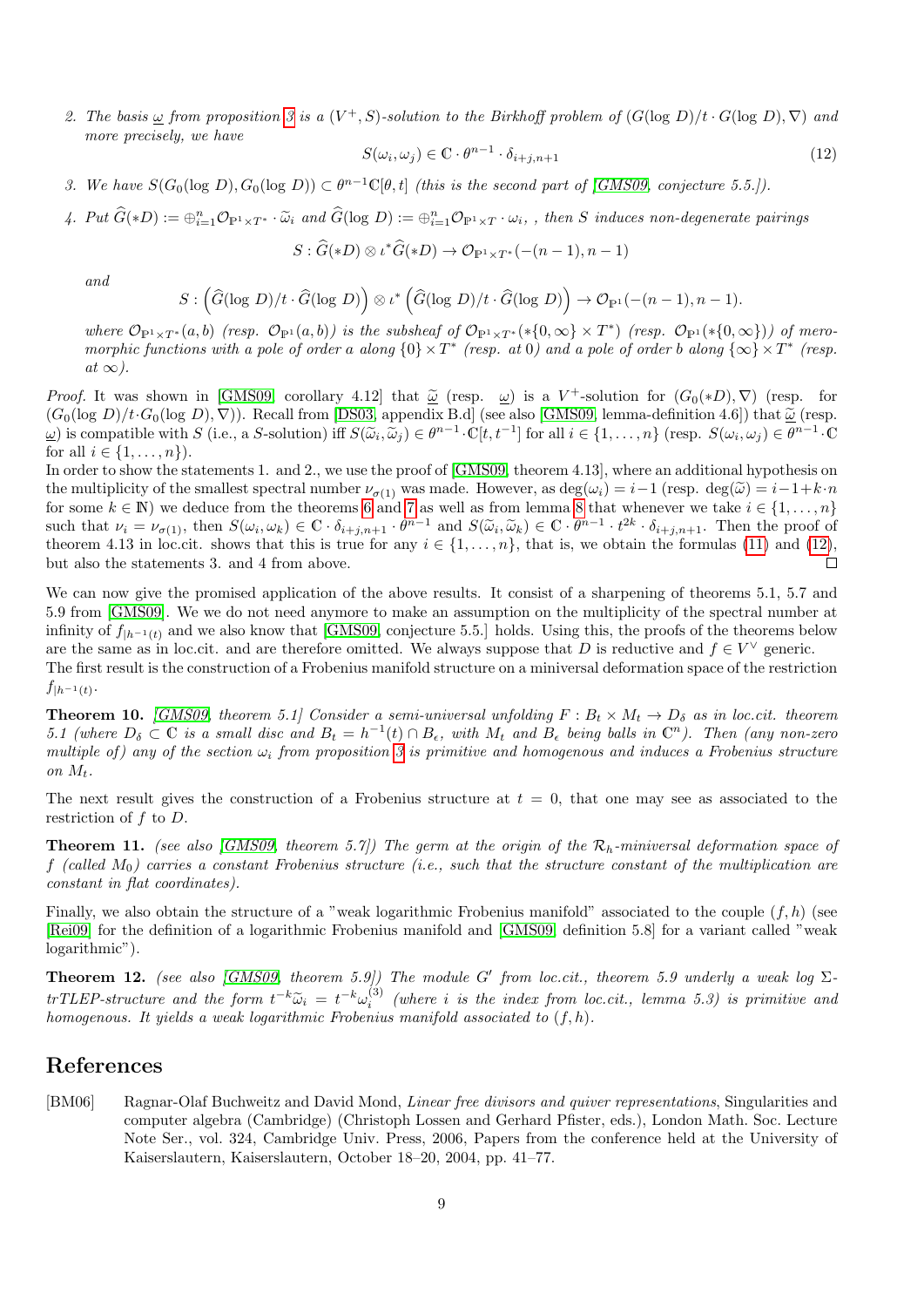2. *The basis $\underline{\omega}$ from proposition 3 is a $(V^+, S)$-solution to the Birkhoff problem of $(G(\log D)/t \cdot G(\log D), \nabla)$ and more precisely, we have*

$$S(\omega_i, \omega_j) \in \mathbb{C} \cdot \theta^{n-1} \cdot \delta_{i+j,n+1} \tag{12}$$

3. *We have $S(G_0(\log D), G_0(\log D)) \subset \theta^{n-1}\mathbb{C}[\theta, t]$ (this is the second part of [GMS09, conjecture 5.5.]).*

4. *Put $\widehat{G}(*D) := \oplus_{i=1}^n \mathcal{O}_{\mathbb{P}^1 \times T^*} \cdot \widetilde{\omega}_i$ and $\widehat{G}(\log D) := \oplus_{i=1}^n \mathcal{O}_{\mathbb{P}^1 \times T} \cdot \omega_i$, , then $S$ induces non-degenerate pairings*

$$S : \widehat{G}(*D) \otimes \iota^* \widehat{G}(*D) \to \mathcal{O}_{\mathbb{P}^1 \times T^*}(-(n-1), n-1)$$

*and*

$$S : \left(\widehat{G}(\log D)/t \cdot \widehat{G}(\log D)\right) \otimes \iota^* \left(\widehat{G}(\log D)/t \cdot \widehat{G}(\log D)\right) \to \mathcal{O}_{\mathbb{P}^1}(-(n-1), n-1).$$

*where $\mathcal{O}_{\mathbb{P}^1 \times T^*}(a,b)$ (resp. $\mathcal{O}_{\mathbb{P}^1}(a,b)$) is the subsheaf of $\mathcal{O}_{\mathbb{P}^1 \times T^*}(*\{0,\infty\} \times T^*)$ (resp. $\mathcal{O}_{\mathbb{P}^1}(*\{0,\infty\})$) of meromorphic functions with a pole of order $a$ along $\{0\} \times T^*$ (resp. at 0) and a pole of order $b$ along $\{\infty\} \times T^*$ (resp. at $\infty$).*

*Proof.* It was shown in [GMS09, corollary 4.12] that $\underline{\widetilde{\omega}}$ (resp. $\underline{\omega}$) is a $V^+$-solution for $(G_0(*D), \nabla)$ (resp. for $(G_0(\log D)/t \cdot G_0(\log D), \nabla)$). Recall from [DS03, appendix B.d] (see also [GMS09, lemma-definition 4.6]) that $\underline{\widetilde{\omega}}$ (resp. $\underline{\omega}$) is compatible with $S$ (i.e., a $S$-solution) iff $S(\widetilde{\omega}_i, \widetilde{\omega}_j) \in \theta^{n-1} \cdot \mathbb{C}[t, t^{-1}]$ for all $i \in \{1, \ldots, n\}$ (resp. $S(\omega_i, \omega_j) \in \theta^{n-1} \cdot \mathbb{C}$ for all $i \in \{1, \ldots, n\}$).
In order to show the statements 1. and 2., we use the proof of [GMS09, theorem 4.13], where an additional hypothesis on the multiplicity of the smallest spectral number $\nu_{\sigma(1)}$ was made. However, as $\deg(\omega_i) = i-1$ (resp. $\deg(\widetilde{\omega}) = i-1+k \cdot n$ for some $k \in \mathbb{N}$) we deduce from the theorems 6 and 7 as well as from lemma 8 that whenever we take $i \in \{1, \ldots, n\}$ such that $\nu_i = \nu_{\sigma(1)}$, then $S(\omega_i, \omega_k) \in \mathbb{C} \cdot \delta_{i+j,n+1} \cdot \theta^{n-1}$ and $S(\widetilde{\omega}_i, \widetilde{\omega}_k) \in \mathbb{C} \cdot \theta^{n-1} \cdot t^{2k} \cdot \delta_{i+j,n+1}$. Then the proof of theorem 4.13 in loc.cit. shows that this is true for any $i \in \{1, \ldots, n\}$, that is, we obtain the formulas (11) and (12), but also the statements 3. and 4 from above. $\square$

We can now give the promised application of the above results. It consist of a sharpening of theorems 5.1, 5.7 and 5.9 from [GMS09]. We we do not need anymore to make an assumption on the multiplicity of the spectral number at infinity of $f_{|h^{-1}(t)}$ and we also know that [GMS09, conjecture 5.5.] holds. Using this, the proofs of the theorems below are the same as in loc.cit. and are therefore omitted. We always suppose that $D$ is reductive and $f \in V^\vee$ generic.
The first result is the construction of a Frobenius manifold structure on a miniversal deformation space of the restriction $f_{|h^{-1}(t)}$.

**Theorem 10.** *[GMS09, theorem 5.1] Consider a semi-universal unfolding $F : B_t \times M_t \to D_\delta$ as in loc.cit. theorem 5.1 (where $D_\delta \subset \mathbb{C}$ is a small disc and $B_t = h^{-1}(t) \cap B_\epsilon$, with $M_t$ and $B_\epsilon$ being balls in $\mathbb{C}^n$). Then (any non-zero multiple of) any of the section $\omega_i$ from proposition 3 is primitive and homogenous and induces a Frobenius structure on $M_t$.*

The next result gives the construction of a Frobenius structure at $t = 0$, that one may see as associated to the restriction of $f$ to $D$.

**Theorem 11.** *(see also [GMS09, theorem 5.7]) The germ at the origin of the $\mathcal{R}_h$-miniversal deformation space of $f$ (called $M_0$) carries a constant Frobenius structure (i.e., such that the structure constant of the multiplication are constant in flat coordinates).*

Finally, we also obtain the structure of a "weak logarithmic Frobenius manifold" associated to the couple $(f, h)$ (see [Rei09] for the definition of a logarithmic Frobenius manifold and [GMS09, definition 5.8] for a variant called "weak logarithmic").

**Theorem 12.** *(see also [GMS09, theorem 5.9]) The module $G'$ from loc.cit., theorem 5.9 underly a weak log $\Sigma$-trTLEP-structure and the form $t^{-k}\widetilde{\omega}_i = t^{-k}\omega_i^{(3)}$ (where $i$ is the index from loc.cit., lemma 5.3) is primitive and homogenous. It yields a weak logarithmic Frobenius manifold associated to $(f, h)$.*

## References

[BM06] Ragnar-Olaf Buchweitz and David Mond, *Linear free divisors and quiver representations*, Singularities and computer algebra (Cambridge) (Christoph Lossen and Gerhard Pfister, eds.), London Math. Soc. Lecture Note Ser., vol. 324, Cambridge Univ. Press, 2006, Papers from the conference held at the University of Kaiserslautern, Kaiserslautern, October 18–20, 2004, pp. 41–77.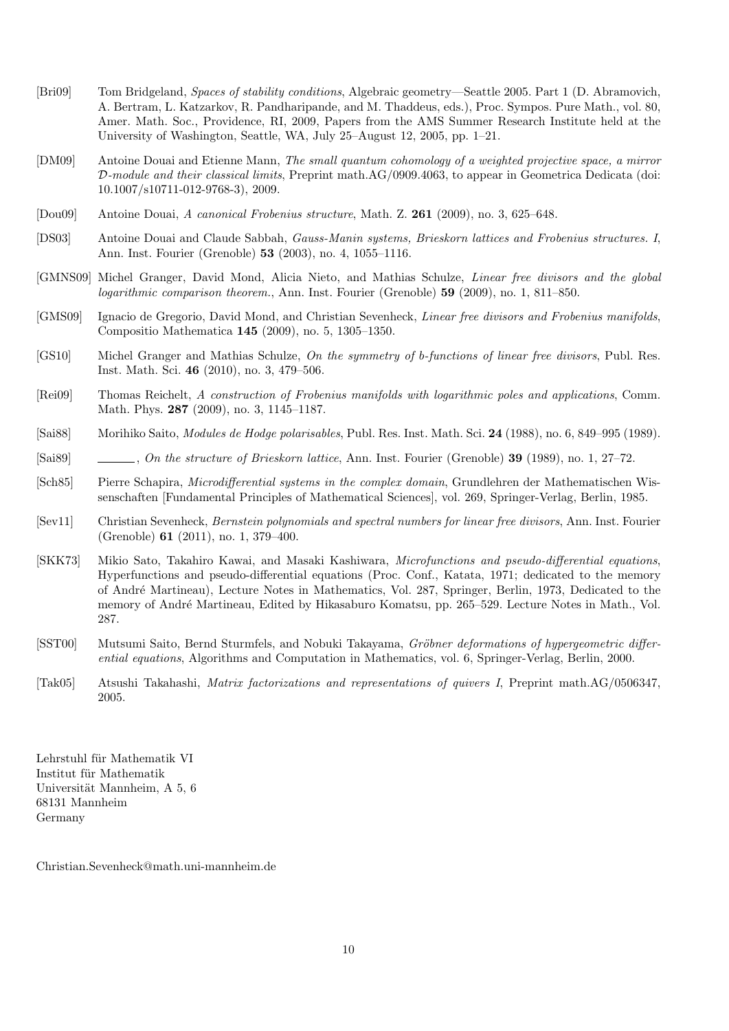[Bri09] Tom Bridgeland, *Spaces of stability conditions*, Algebraic geometry—Seattle 2005. Part 1 (D. Abramovich, A. Bertram, L. Katzarkov, R. Pandharipande, and M. Thaddeus, eds.), Proc. Sympos. Pure Math., vol. 80, Amer. Math. Soc., Providence, RI, 2009, Papers from the AMS Summer Research Institute held at the University of Washington, Seattle, WA, July 25–August 12, 2005, pp. 1–21.

[DM09] Antoine Douai and Etienne Mann, *The small quantum cohomology of a weighted projective space, a mirror $\mathcal{D}$-module and their classical limits*, Preprint math.AG/0909.4063, to appear in Geometrica Dedicata (doi: 10.1007/s10711-012-9768-3), 2009.

[Dou09] Antoine Douai, *A canonical Frobenius structure*, Math. Z. **261** (2009), no. 3, 625–648.

[DS03] Antoine Douai and Claude Sabbah, *Gauss-Manin systems, Brieskorn lattices and Frobenius structures. I*, Ann. Inst. Fourier (Grenoble) **53** (2003), no. 4, 1055–1116.

[GMNS09] Michel Granger, David Mond, Alicia Nieto, and Mathias Schulze, *Linear free divisors and the global logarithmic comparison theorem.*, Ann. Inst. Fourier (Grenoble) **59** (2009), no. 1, 811–850.

[GMS09] Ignacio de Gregorio, David Mond, and Christian Sevenheck, *Linear free divisors and Frobenius manifolds*, Compositio Mathematica **145** (2009), no. 5, 1305–1350.

[GS10] Michel Granger and Mathias Schulze, *On the symmetry of b-functions of linear free divisors*, Publ. Res. Inst. Math. Sci. **46** (2010), no. 3, 479–506.

[Rei09] Thomas Reichelt, *A construction of Frobenius manifolds with logarithmic poles and applications*, Comm. Math. Phys. **287** (2009), no. 3, 1145–1187.

[Sai88] Morihiko Saito, *Modules de Hodge polarisables*, Publ. Res. Inst. Math. Sci. **24** (1988), no. 6, 849–995 (1989).

[Sai89] ______, *On the structure of Brieskorn lattice*, Ann. Inst. Fourier (Grenoble) **39** (1989), no. 1, 27–72.

[Sch85] Pierre Schapira, *Microdifferential systems in the complex domain*, Grundlehren der Mathematischen Wissenschaften [Fundamental Principles of Mathematical Sciences], vol. 269, Springer-Verlag, Berlin, 1985.

[Sev11] Christian Sevenheck, *Bernstein polynomials and spectral numbers for linear free divisors*, Ann. Inst. Fourier (Grenoble) **61** (2011), no. 1, 379–400.

[SKK73] Mikio Sato, Takahiro Kawai, and Masaki Kashiwara, *Microfunctions and pseudo-differential equations*, Hyperfunctions and pseudo-differential equations (Proc. Conf., Katata, 1971; dedicated to the memory of André Martineau), Lecture Notes in Mathematics, Vol. 287, Springer, Berlin, 1973, Dedicated to the memory of André Martineau, Edited by Hikasaburo Komatsu, pp. 265–529. Lecture Notes in Math., Vol. 287.

[SST00] Mutsumi Saito, Bernd Sturmfels, and Nobuki Takayama, *Gröbner deformations of hypergeometric differential equations*, Algorithms and Computation in Mathematics, vol. 6, Springer-Verlag, Berlin, 2000.

[Tak05] Atsushi Takahashi, *Matrix factorizations and representations of quivers I*, Preprint math.AG/0506347, 2005.

Lehrstuhl für Mathematik VI
Institut für Mathematik
Universität Mannheim, A 5, 6
68131 Mannheim
Germany

Christian.Sevenheck@math.uni-mannheim.de